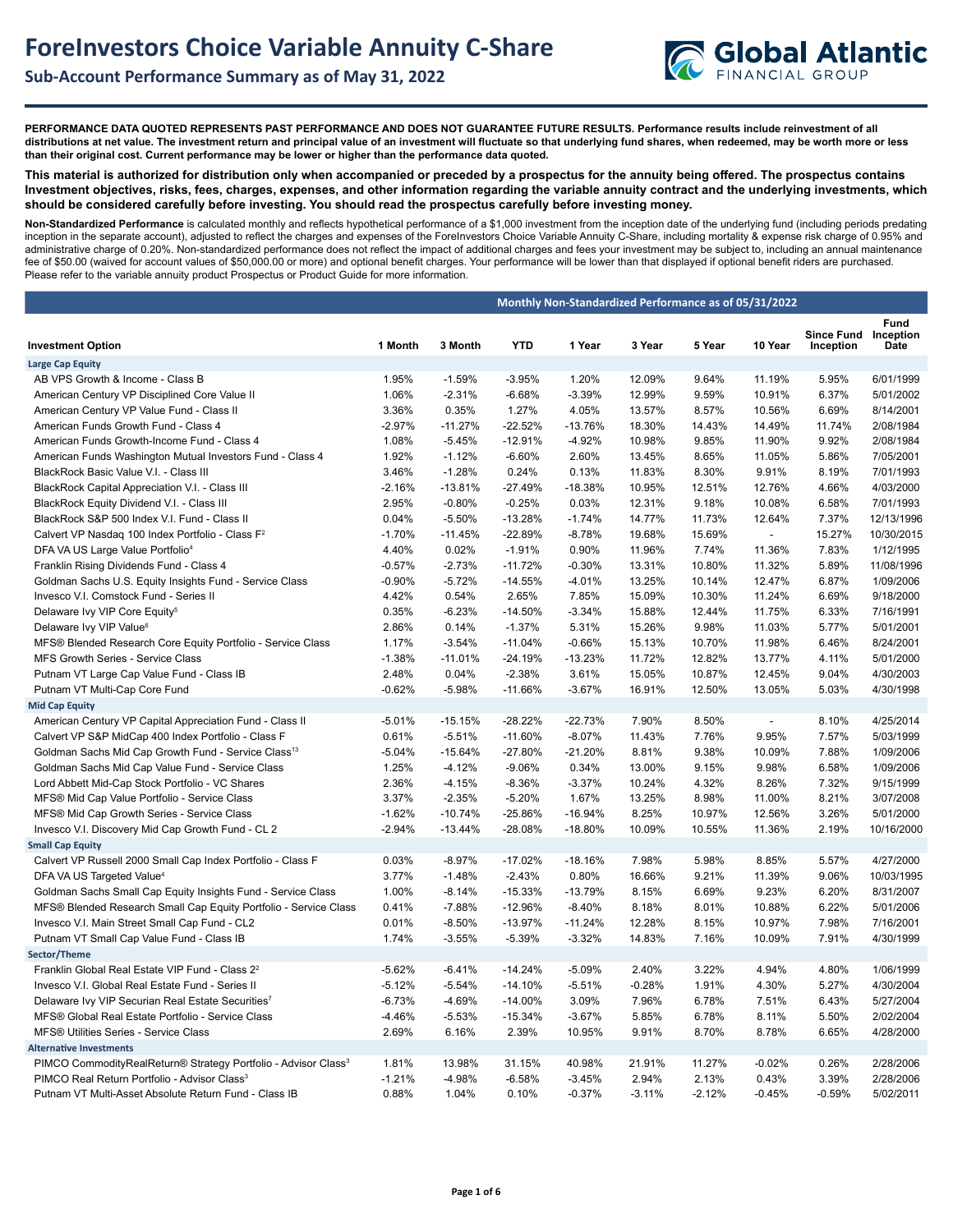# ForeInvestors Choice Variable Annuity C-Share

## Sub-Account Performance Summary as of May 31, 2022

**PERFORMANCE DATA QUOTED REPRESENTS PAST PERFORMANCE AND DOES NOT GUARANTEE FUTURE RESULTS. Performance results include reinvestment of all distributions at net value. The investment return and principal value of an investment will fluctuate so that underlying fund shares, when redeemed, may be worth more or less than their original cost. Current performance may be lower or higher than the performance data quoted.**

**This material is authorized for distribution only when accompanied or preceded by a prospectus for the annuity being offered. The prospectus contains Investment objectives, risks, fees, charges, expenses, and other information regarding the variable annuity contract and the underlying investments, which should be considered carefully before investing. You should read the prospectus carefully before investing money.**

**Non-Standardized Performance** is calculated monthly and reflects hypothetical performance of a $1,000 investment from the inception date of the underlying fund (including periods predating inception in the separate account), adjusted to reflect the charges and expenses of the ForeInvestors Choice Variable Annuity C-Share, including mortality & expense risk charge of 0.95% and administrative charge of 0.20%. Non-standardized performance does not reflect the impact of additional charges and fees your investment may be subject to, including an annual maintenance fee of $50.00 (waived for account values of $50,000.00 or more) and optional benefit charges. Your performance will be lower than that displayed if optional benefit riders are purchased. Please refer to the variable annuity product Prospectus or Product Guide for more information.

| | Monthly Non-Standardized Performance as of 05/31/2022 | | | | | | | | |
|---|---|---|---|---|---|---|---|---|---|
| **Investment Option** | **1 Month** | **3 Month** | **YTD** | **1 Year** | **3 Year** | **5 Year** | **10 Year** | **Since Fund Inception** | **Fund Inception Date** |
| **Large Cap Equity** | | | | | | | | | |
| AB VPS Growth & Income - Class B | 1.95% | -1.59% | -3.95% | 1.20% | 12.09% | 9.64% | 11.19% | 5.95% | 6/01/1999 |
| American Century VP Disciplined Core Value II | 1.06% | -2.31% | -6.68% | -3.39% | 12.99% | 9.59% | 10.91% | 6.37% | 5/01/2002 |
| American Century VP Value Fund - Class II | 3.36% | 0.35% | 1.27% | 4.05% | 13.57% | 8.57% | 10.56% | 6.69% | 8/14/2001 |
| American Funds Growth Fund - Class 4 | -2.97% | -11.27% | -22.52% | -13.76% | 18.30% | 14.43% | 14.49% | 11.74% | 2/08/1984 |
| American Funds Growth-Income Fund - Class 4 | 1.08% | -5.45% | -12.91% | -4.92% | 10.98% | 9.85% | 11.90% | 9.92% | 2/08/1984 |
| American Funds Washington Mutual Investors Fund - Class 4 | 1.92% | -1.12% | -6.60% | 2.60% | 13.45% | 8.65% | 11.05% | 5.86% | 7/05/2001 |
| BlackRock Basic Value V.I. - Class III | 3.46% | -1.28% | 0.24% | 0.13% | 11.83% | 8.30% | 9.91% | 8.19% | 7/01/1993 |
| BlackRock Capital Appreciation V.I. - Class III | -2.16% | -13.81% | -27.49% | -18.38% | 10.95% | 12.51% | 12.76% | 4.66% | 4/03/2000 |
| BlackRock Equity Dividend V.I. - Class III | 2.95% | -0.80% | -0.25% | 0.03% | 12.31% | 9.18% | 10.08% | 6.58% | 7/01/1993 |
| BlackRock S&P 500 Index V.I. Fund - Class II | 0.04% | -5.50% | -13.28% | -1.74% | 14.77% | 11.73% | 12.64% | 7.37% | 12/13/1996 |
| Calvert VP Nasdaq 100 Index Portfolio - Class F[2] | -1.70% | -11.45% | -22.89% | -8.78% | 19.68% | 15.69% | - | 15.27% | 10/30/2015 |
| DFA VA US Large Value Portfolio[4] | 4.40% | 0.02% | -1.91% | 0.90% | 11.96% | 7.74% | 11.36% | 7.83% | 1/12/1995 |
| Franklin Rising Dividends Fund - Class 4 | -0.57% | -2.73% | -11.72% | -0.30% | 13.31% | 10.80% | 11.32% | 5.89% | 11/08/1996 |
| Goldman Sachs U.S. Equity Insights Fund - Service Class | -0.90% | -5.72% | -14.55% | -4.01% | 13.25% | 10.14% | 12.47% | 6.87% | 1/09/2006 |
| Invesco V.I. Comstock Fund - Series II | 4.42% | 0.54% | 2.65% | 7.85% | 15.09% | 10.30% | 11.24% | 6.69% | 9/18/2000 |
| Delaware Ivy VIP Core Equity[5] | 0.35% | -6.23% | -14.50% | -3.34% | 15.88% | 12.44% | 11.75% | 6.33% | 7/16/1991 |
| Delaware Ivy VIP Value[6] | 2.86% | 0.14% | -1.37% | 5.31% | 15.26% | 9.98% | 11.03% | 5.77% | 5/01/2001 |
| MFS® Blended Research Core Equity Portfolio - Service Class | 1.17% | -3.54% | -11.04% | -0.66% | 15.13% | 10.70% | 11.98% | 6.46% | 8/24/2001 |
| MFS Growth Series - Service Class | -1.38% | -11.01% | -24.19% | -13.23% | 11.72% | 12.82% | 13.77% | 4.11% | 5/01/2000 |
| Putnam VT Large Cap Value Fund - Class IB | 2.48% | 0.04% | -2.38% | 3.61% | 15.05% | 10.87% | 12.45% | 9.04% | 4/30/2003 |
| Putnam VT Multi-Cap Core Fund | -0.62% | -5.98% | -11.66% | -3.67% | 16.91% | 12.50% | 13.05% | 5.03% | 4/30/1998 |
| **Mid Cap Equity** | | | | | | | | | |
| American Century VP Capital Appreciation Fund - Class II | -5.01% | -15.15% | -28.22% | -22.73% | 7.90% | 8.50% | - | 8.10% | 4/25/2014 |
| Calvert VP S&P MidCap 400 Index Portfolio - Class F | 0.61% | -5.51% | -11.60% | -8.07% | 11.43% | 7.76% | 9.95% | 7.57% | 5/03/1999 |
| Goldman Sachs Mid Cap Growth Fund - Service Class[13] | -5.04% | -15.64% | -27.80% | -21.20% | 8.81% | 9.38% | 10.09% | 7.88% | 1/09/2006 |
| Goldman Sachs Mid Cap Value Fund - Service Class | 1.25% | -4.12% | -9.06% | 0.34% | 13.00% | 9.15% | 9.98% | 6.58% | 1/09/2006 |
| Lord Abbett Mid-Cap Stock Portfolio - VC Shares | 2.36% | -4.15% | -8.36% | -3.37% | 10.24% | 4.32% | 8.26% | 7.32% | 9/15/1999 |
| MFS® Mid Cap Value Portfolio - Service Class | 3.37% | -2.35% | -5.20% | 1.67% | 13.25% | 8.98% | 11.00% | 8.21% | 3/07/2008 |
| MFS® Mid Cap Growth Series - Service Class | -1.62% | -10.74% | -25.86% | -16.94% | 8.25% | 10.97% | 12.56% | 3.26% | 5/01/2000 |
| Invesco V.I. Discovery Mid Cap Growth Fund - CL 2 | -2.94% | -13.44% | -28.08% | -18.80% | 10.09% | 10.55% | 11.36% | 2.19% | 10/16/2000 |
| **Small Cap Equity** | | | | | | | | | |
| Calvert VP Russell 2000 Small Cap Index Portfolio - Class F | 0.03% | -8.97% | -17.02% | -18.16% | 7.98% | 5.98% | 8.85% | 5.57% | 4/27/2000 |
| DFA VA US Targeted Value[4] | 3.77% | -1.48% | -2.43% | 0.80% | 16.66% | 9.21% | 11.39% | 9.06% | 10/03/1995 |
| Goldman Sachs Small Cap Equity Insights Fund - Service Class | 1.00% | -8.14% | -15.33% | -13.79% | 8.15% | 6.69% | 9.23% | 6.20% | 8/31/2007 |
| MFS® Blended Research Small Cap Equity Portfolio - Service Class | 0.41% | -7.88% | -12.96% | -8.40% | 8.18% | 8.01% | 10.88% | 6.22% | 5/01/2006 |
| Invesco V.I. Main Street Small Cap Fund - CL2 | 0.01% | -8.50% | -13.97% | -11.24% | 12.28% | 8.15% | 10.97% | 7.98% | 7/16/2001 |
| Putnam VT Small Cap Value Fund - Class IB | 1.74% | -3.55% | -5.39% | -3.32% | 14.83% | 7.16% | 10.09% | 7.91% | 4/30/1999 |
| **Sector/Theme** | | | | | | | | | |
| Franklin Global Real Estate VIP Fund - Class 2[2] | -5.62% | -6.41% | -14.24% | -5.09% | 2.40% | 3.22% | 4.94% | 4.80% | 1/06/1999 |
| Invesco V.I. Global Real Estate Fund - Series II | -5.12% | -5.54% | -14.10% | -5.51% | -0.28% | 1.91% | 4.30% | 5.27% | 4/30/2004 |
| Delaware Ivy VIP Securian Real Estate Securities[7] | -6.73% | -4.69% | -14.00% | 3.09% | 7.96% | 6.78% | 7.51% | 6.43% | 5/27/2004 |
| MFS® Global Real Estate Portfolio - Service Class | -4.46% | -5.53% | -15.34% | -3.67% | 5.85% | 6.78% | 8.11% | 5.50% | 2/02/2004 |
| MFS® Utilities Series - Service Class | 2.69% | 6.16% | 2.39% | 10.95% | 9.91% | 8.70% | 8.78% | 6.65% | 4/28/2000 |
| **Alternative Investments** | | | | | | | | | |
| PIMCO CommodityRealReturn® Strategy Portfolio - Advisor Class[3] | 1.81% | 13.98% | 31.15% | 40.98% | 21.91% | 11.27% | -0.02% | 0.26% | 2/28/2006 |
| PIMCO Real Return Portfolio - Advisor Class[3] | -1.21% | -4.98% | -6.58% | -3.45% | 2.94% | 2.13% | 0.43% | 3.39% | 2/28/2006 |
| Putnam VT Multi-Asset Absolute Return Fund - Class IB | 0.88% | 1.04% | 0.10% | -0.37% | -3.11% | -2.12% | -0.45% | -0.59% | 5/02/2011 |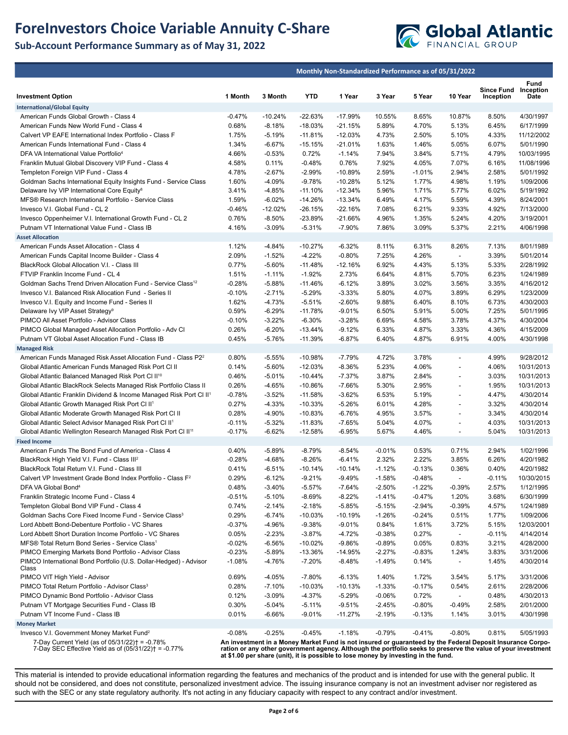# ForeInvestors Choice Variable Annuity C-Share

## Sub-Account Performance Summary as of May 31, 2022

**Monthly Non-Standardized Performance as of 05/31/2022**

| Investment Option | 1 Month | 3 Month | YTD | 1 Year | 3 Year | 5 Year | 10 Year | Since Fund Inception | Fund Inception Date |
|---|---|---|---|---|---|---|---|---|---|
| **International/Global Equity** | | | | | | | | | |
| American Funds Global Growth - Class 4 | -0.47% | -10.24% | -22.63% | -17.99% | 10.55% | 8.65% | 10.87% | 8.50% | 4/30/1997 |
| American Funds New World Fund - Class 4 | 0.68% | -8.18% | -18.03% | -21.15% | 5.89% | 4.70% | 5.13% | 6.45% | 6/17/1999 |
| Calvert VP EAFE International Index Portfolio - Class F | 1.75% | -5.19% | -11.81% | -12.03% | 4.73% | 2.50% | 5.10% | 4.33% | 11/12/2002 |
| American Funds International Fund - Class 4 | 1.34% | -6.67% | -15.15% | -21.01% | 1.63% | 1.46% | 5.05% | 6.07% | 5/01/1990 |
| DFA VA International Value Portfolio[4] | 4.66% | -0.53% | 0.72% | -1.14% | 7.94% | 3.84% | 5.71% | 4.79% | 10/03/1995 |
| Franklin Mutual Global Discovery VIP Fund - Class 4 | 4.58% | 0.11% | -0.48% | 0.76% | 7.92% | 4.05% | 7.07% | 6.16% | 11/08/1996 |
| Templeton Foreign VIP Fund - Class 4 | 4.78% | -2.67% | -2.99% | -10.89% | 2.59% | -1.01% | 2.94% | 2.58% | 5/01/1992 |
| Goldman Sachs International Equity Insights Fund - Service Class | 1.60% | -4.09% | -9.78% | -10.28% | 5.12% | 1.77% | 4.98% | 1.19% | 1/09/2006 |
| Delaware Ivy VIP International Core Equity[8] | 3.41% | -4.85% | -11.10% | -12.34% | 5.96% | 1.71% | 5.77% | 6.02% | 5/19/1992 |
| MFS® Research International Portfolio - Service Class | 1.59% | -6.02% | -14.26% | -13.34% | 6.49% | 4.17% | 5.59% | 4.39% | 8/24/2001 |
| Invesco V.I. Global Fund - CL 2 | -0.46% | -12.02% | -26.15% | -22.16% | 7.08% | 6.21% | 9.33% | 4.92% | 7/13/2000 |
| Invesco Oppenheimer V.I. International Growth Fund - CL 2 | 0.76% | -8.50% | -23.89% | -21.66% | 4.96% | 1.35% | 5.24% | 4.20% | 3/19/2001 |
| Putnam VT International Value Fund - Class IB | 4.16% | -3.09% | -5.31% | -7.90% | 7.86% | 3.09% | 5.37% | 2.21% | 4/06/1998 |
| **Asset Allocation** | | | | | | | | | |
| American Funds Asset Allocation - Class 4 | 1.12% | -4.84% | -10.27% | -6.32% | 8.11% | 6.31% | 8.26% | 7.13% | 8/01/1989 |
| American Funds Capital Income Builder - Class 4 | 2.09% | -1.52% | -4.22% | -0.80% | 7.25% | 4.26% | - | 3.39% | 5/01/2014 |
| BlackRock Global Allocation V.I. - Class III | 0.77% | -5.60% | -11.48% | -12.16% | 6.92% | 4.43% | 5.13% | 5.33% | 2/28/1992 |
| FTVIP Franklin Income Fund - CL 4 | 1.51% | -1.11% | -1.92% | 2.73% | 6.64% | 4.81% | 5.70% | 6.23% | 1/24/1989 |
| Goldman Sachs Trend Driven Allocation Fund - Service Class[12] | -0.28% | -5.88% | -11.46% | -6.12% | 3.89% | 3.02% | 3.56% | 3.35% | 4/16/2012 |
| Invesco V.I. Balanced Risk Allocation Fund - Series II | -0.10% | -2.71% | -5.29% | -3.33% | 5.80% | 4.07% | 3.89% | 6.29% | 1/23/2009 |
| Invesco V.I. Equity and Income Fund - Series II | 1.62% | -4.73% | -5.51% | -2.60% | 9.88% | 6.40% | 8.10% | 6.73% | 4/30/2003 |
| Delaware Ivy VIP Asset Strategy[9] | 0.59% | -6.29% | -11.78% | -9.01% | 6.50% | 5.91% | 5.00% | 7.25% | 5/01/1995 |
| PIMCO All Asset Portfolio - Advisor Class | -0.10% | -3.22% | -6.30% | -3.28% | 6.69% | 4.58% | 3.78% | 4.37% | 4/30/2004 |
| PIMCO Global Managed Asset Allocation Portfolio - Adv Cl | 0.26% | -6.20% | -13.44% | -9.12% | 6.33% | 4.87% | 3.33% | 4.36% | 4/15/2009 |
| Putnam VT Global Asset Allocation Fund - Class IB | 0.45% | -5.76% | -11.39% | -6.87% | 6.40% | 4.87% | 6.91% | 4.00% | 4/30/1998 |
| **Managed Risk** | | | | | | | | | |
| American Funds Managed Risk Asset Allocation Fund - Class P2[2] | 0.80% | -5.55% | -10.98% | -7.79% | 4.72% | 3.78% | - | 4.99% | 9/28/2012 |
| Global Atlantic American Funds Managed Risk Port Cl II | 0.14% | -5.60% | -12.03% | -8.36% | 5.23% | 4.06% | - | 4.06% | 10/31/2013 |
| Global Atlantic Balanced Managed Risk Port Cl II[10] | 0.46% | -5.01% | -10.44% | -7.37% | 3.87% | 2.84% | - | 3.03% | 10/31/2013 |
| Global Atlantic BlackRock Selects Managed Risk Portfolio Class II | 0.26% | -4.65% | -10.86% | -7.66% | 5.30% | 2.95% | - | 1.95% | 10/31/2013 |
| Global Atlantic Franklin Dividend & Income Managed Risk Port Cl II[1] | -0.78% | -3.52% | -11.58% | -3.62% | 6.53% | 5.19% | - | 4.47% | 4/30/2014 |
| Global Atlantic Growth Managed Risk Port Cl II[1] | 0.27% | -4.33% | -10.33% | -5.26% | 6.01% | 4.28% | - | 3.32% | 4/30/2014 |
| Global Atlantic Moderate Growth Managed Risk Port Cl II | 0.28% | -4.90% | -10.83% | -6.76% | 4.95% | 3.57% | - | 3.34% | 4/30/2014 |
| Global Atlantic Select Advisor Managed Risk Port Cl II[1] | -0.11% | -5.32% | -11.83% | -7.65% | 5.04% | 4.07% | - | 4.03% | 10/31/2013 |
| Global Atlantic Wellington Research Managed Risk Port Cl II[11] | -0.17% | -6.62% | -12.58% | -6.95% | 5.67% | 4.46% | - | 5.04% | 10/31/2013 |
| **Fixed Income** | | | | | | | | | |
| American Funds The Bond Fund of America - Class 4 | 0.40% | -5.89% | -8.79% | -8.54% | -0.01% | 0.53% | 0.71% | 2.94% | 1/02/1996 |
| BlackRock High Yield V.I. Fund - Class III[2] | -0.28% | -4.68% | -8.26% | -6.41% | 2.32% | 2.22% | 3.85% | 6.26% | 4/20/1982 |
| BlackRock Total Return V.I. Fund - Class III | 0.41% | -6.51% | -10.14% | -10.14% | -1.12% | -0.13% | 0.36% | 0.40% | 4/20/1982 |
| Calvert VP Investment Grade Bond Index Portfolio - Class F[2] | 0.29% | -6.12% | -9.21% | -9.49% | -1.58% | -0.48% | - | -0.11% | 10/30/2015 |
| DFA VA Global Bond[4] | 0.48% | -3.40% | -5.57% | -7.64% | -2.50% | -1.22% | -0.39% | 2.57% | 1/12/1995 |
| Franklin Strategic Income Fund - Class 4 | -0.51% | -5.10% | -8.69% | -8.22% | -1.41% | -0.47% | 1.20% | 3.68% | 6/30/1999 |
| Templeton Global Bond VIP Fund - Class 4 | 0.74% | -2.14% | -2.18% | -5.85% | -5.15% | -2.94% | -0.39% | 4.57% | 1/24/1989 |
| Goldman Sachs Core Fixed Income Fund - Service Class[3] | 0.29% | -6.74% | -10.03% | -10.19% | -1.26% | -0.24% | 0.51% | 1.77% | 1/09/2006 |
| Lord Abbett Bond-Debenture Portfolio - VC Shares | -0.37% | -4.96% | -9.38% | -9.01% | 0.84% | 1.61% | 3.72% | 5.15% | 12/03/2001 |
| Lord Abbett Short Duration Income Portfolio - VC Shares | 0.05% | -2.23% | -3.87% | -4.72% | -0.38% | 0.27% | - | -0.11% | 4/14/2014 |
| MFS® Total Return Bond Series - Service Class[1] | -0.02% | -6.56% | -10.02% | -9.86% | -0.89% | 0.05% | 0.83% | 3.21% | 4/28/2000 |
| PIMCO Emerging Markets Bond Portfolio - Advisor Class | -0.23% | -5.89% | -13.36% | -14.95% | -2.27% | -0.83% | 1.24% | 3.83% | 3/31/2006 |
| PIMCO International Bond Portfolio (U.S. Dollar-Hedged) - Advisor Class | -1.08% | -4.76% | -7.20% | -8.48% | -1.49% | 0.14% | - | 1.45% | 4/30/2014 |
| PIMCO VIT High Yield - Advisor | 0.69% | -4.05% | -7.80% | -6.13% | 1.40% | 1.72% | 3.54% | 5.17% | 3/31/2006 |
| PIMCO Total Return Portfolio - Advisor Class[3] | 0.28% | -7.10% | -10.03% | -10.13% | -1.33% | -0.17% | 0.54% | 2.61% | 2/28/2006 |
| PIMCO Dynamic Bond Portfolio - Advisor Class | 0.12% | -3.09% | -4.37% | -5.29% | -0.06% | 0.72% | - | 0.48% | 4/30/2013 |
| Putnam VT Mortgage Securities Fund - Class IB | 0.30% | -5.04% | -5.11% | -9.51% | -2.45% | -0.80% | -0.49% | 2.58% | 2/01/2000 |
| Putnam VT Income Fund - Class IB | 0.01% | -6.66% | -9.01% | -11.27% | -2.19% | -0.13% | 1.14% | 3.01% | 4/30/1998 |
| **Money Market** | | | | | | | | | |
| Invesco V.I. Government Money Market Fund[2] | -0.08% | -0.25% | -0.45% | -1.18% | -0.79% | -0.41% | -0.80% | 0.81% | 5/05/1993 |

7-Day Current Yield (as of 05/31/22)† = -0.78%
7-Day SEC Effective Yield as of (05/31/22)† = -0.77%

**An investment in a Money Market Fund is not insured or guaranteed by the Federal Deposit Insurance Corporation or any other government agency. Although the portfolio seeks to preserve the value of your investment at $1.00 per share (unit), it is possible to lose money by investing in the fund.**

This material is intended to provide educational information regarding the features and mechanics of the product and is intended for use with the general public. It should not be considered, and does not constitute, personalized investment advice. The issuing insurance company is not an investment adviser nor registered as such with the SEC or any state regulatory authority. It's not acting in any fiduciary capacity with respect to any contract and/or investment.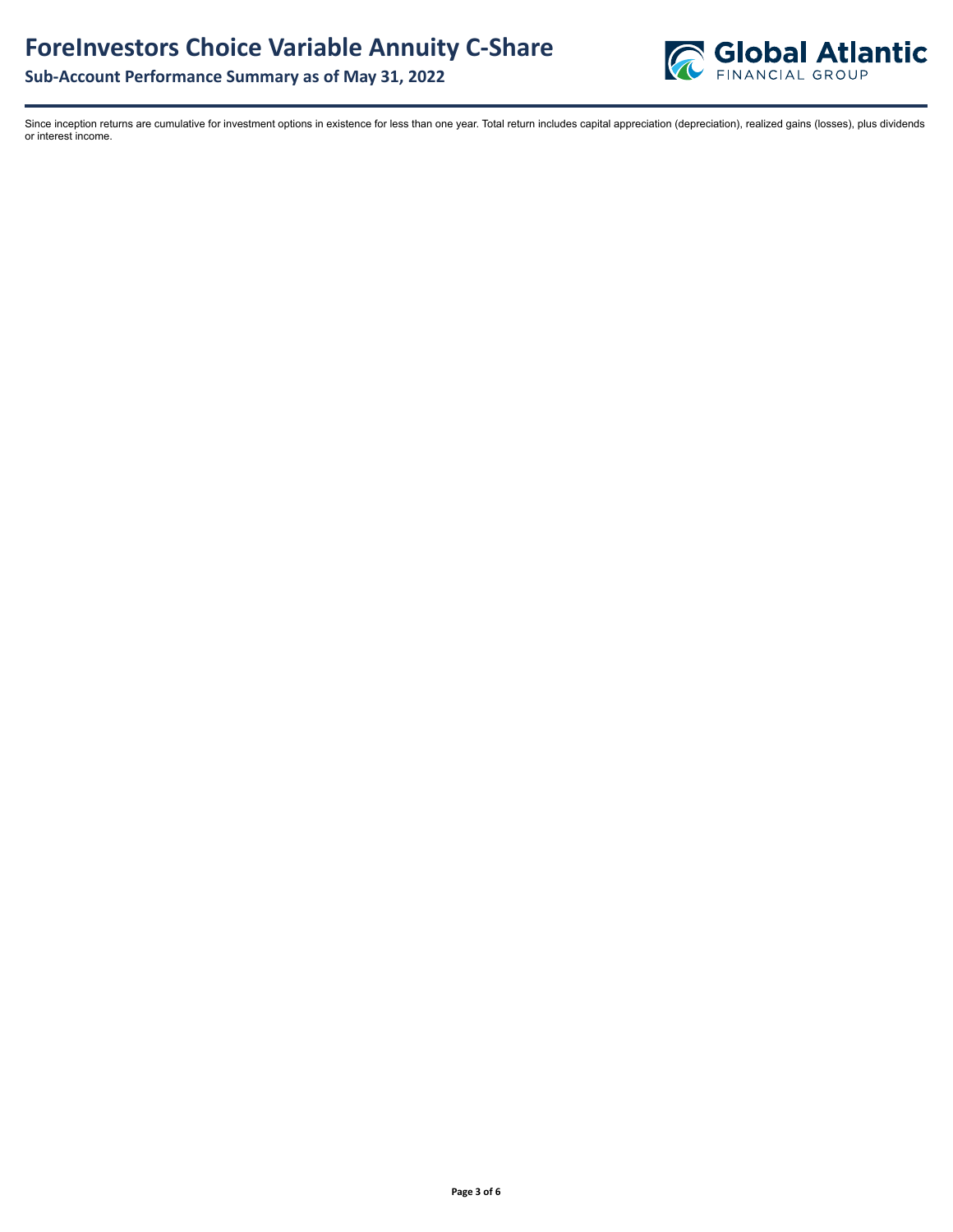Since inception returns are cumulative for investment options in existence for less than one year. Total return includes capital appreciation (depreciation), realized gains (losses), plus dividends or interest income.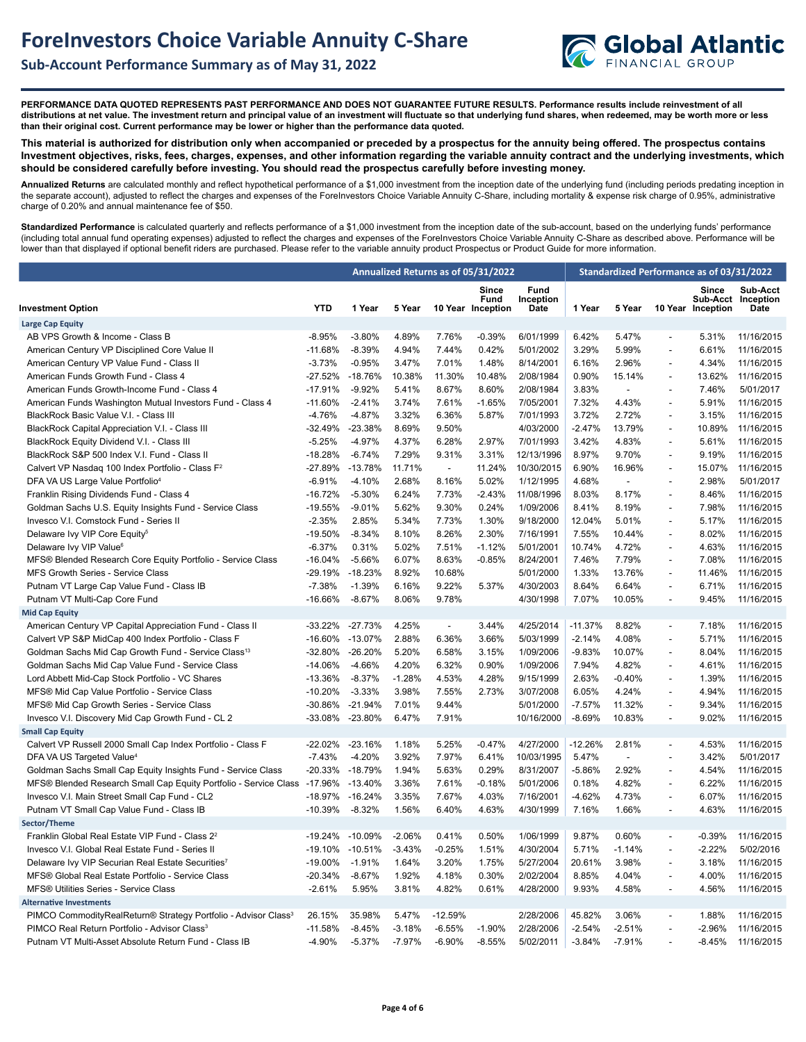# ForeInvestors Choice Variable Annuity C-Share

## Sub-Account Performance Summary as of May 31, 2022

**PERFORMANCE DATA QUOTED REPRESENTS PAST PERFORMANCE AND DOES NOT GUARANTEE FUTURE RESULTS. Performance results include reinvestment of all distributions at net value. The investment return and principal value of an investment will fluctuate so that underlying fund shares, when redeemed, may be worth more or less than their original cost. Current performance may be lower or higher than the performance data quoted.**

**This material is authorized for distribution only when accompanied or preceded by a prospectus for the annuity being offered. The prospectus contains Investment objectives, risks, fees, charges, expenses, and other information regarding the variable annuity contract and the underlying investments, which should be considered carefully before investing. You should read the prospectus carefully before investing money.**

**Annualized Returns** are calculated monthly and reflect hypothetical performance of a $1,000 investment from the inception date of the underlying fund (including periods predating inception in the separate account), adjusted to reflect the charges and expenses of the ForeInvestors Choice Variable Annuity C-Share, including mortality & expense risk charge of 0.95%, administrative charge of 0.20% and annual maintenance fee of $50.

**Standardized Performance** is calculated quarterly and reflects performance of a $1,000 investment from the inception date of the sub-account, based on the underlying funds' performance (including total annual fund operating expenses) adjusted to reflect the charges and expenses of the ForeInvestors Choice Variable Annuity C-Share as described above. Performance will be lower than that displayed if optional benefit riders are purchased. Please refer to the variable annuity product Prospectus or Product Guide for more information.

| | Annualized Returns as of 05/31/2022 | | | | | | Standardized Performance as of 03/31/2022 | | | | |
|---|---|---|---|---|---|---|---|---|---|---|---|
| **Investment Option** | **YTD** | **1 Year** | **5 Year** | **10 Year** | **Since Fund Inception** | **Fund Inception Date** | **1 Year** | **5 Year** | **10 Year** | **Since Sub-Acct Inception** | **Sub-Acct Inception Date** |
| **Large Cap Equity** | | | | | | | | | | | |
| AB VPS Growth & Income - Class B | -8.95% | -3.80% | 4.89% | 7.76% | -0.39% | 6/01/1999 | 6.42% | 5.47% | - | 5.31% | 11/16/2015 |
| American Century VP Disciplined Core Value II | -11.68% | -8.39% | 4.94% | 7.44% | 0.42% | 5/01/2002 | 3.29% | 5.99% | - | 6.61% | 11/16/2015 |
| American Century VP Value Fund - Class II | -3.73% | -0.95% | 3.47% | 7.01% | 1.48% | 8/14/2001 | 6.16% | 2.96% | - | 4.34% | 11/16/2015 |
| American Funds Growth Fund - Class 4 | -27.52% | -18.76% | 10.38% | 11.30% | 10.48% | 2/08/1984 | 0.90% | 15.14% | - | 13.62% | 11/16/2015 |
| American Funds Growth-Income Fund - Class 4 | -17.91% | -9.92% | 5.41% | 8.67% | 8.60% | 2/08/1984 | 3.83% | - | - | 7.46% | 5/01/2017 |
| American Funds Washington Mutual Investors Fund - Class 4 | -11.60% | -2.41% | 3.74% | 7.61% | -1.65% | 7/05/2001 | 7.32% | 4.43% | - | 5.91% | 11/16/2015 |
| BlackRock Basic Value V.I. - Class III | -4.76% | -4.87% | 3.32% | 6.36% | 5.87% | 7/01/1993 | 3.72% | 2.72% | - | 3.15% | 11/16/2015 |
| BlackRock Capital Appreciation V.I. - Class III | -32.49% | -23.38% | 8.69% | 9.50% | | 4/03/2000 | -2.47% | 13.79% | - | 10.89% | 11/16/2015 |
| BlackRock Equity Dividend V.I. - Class III | -5.25% | -4.97% | 4.37% | 6.28% | 2.97% | 7/01/1993 | 3.42% | 4.83% | - | 5.61% | 11/16/2015 |
| BlackRock S&P 500 Index V.I. Fund - Class II | -18.28% | -6.74% | 7.29% | 9.31% | 3.31% | 12/13/1996 | 8.97% | 9.70% | - | 9.19% | 11/16/2015 |
| Calvert VP Nasdaq 100 Index Portfolio - Class F[2] | -27.89% | -13.78% | 11.71% | - | 11.24% | 10/30/2015 | 6.90% | 16.96% | - | 15.07% | 11/16/2015 |
| DFA VA US Large Value Portfolio[4] | -6.91% | -4.10% | 2.68% | 8.16% | 5.02% | 1/12/1995 | 4.68% | - | - | 2.98% | 5/01/2017 |
| Franklin Rising Dividends Fund - Class 4 | -16.72% | -5.30% | 6.24% | 7.73% | -2.43% | 11/08/1996 | 8.03% | 8.17% | - | 8.46% | 11/16/2015 |
| Goldman Sachs U.S. Equity Insights Fund - Service Class | -19.55% | -9.01% | 5.62% | 9.30% | 0.24% | 1/09/2006 | 8.41% | 8.19% | - | 7.98% | 11/16/2015 |
| Invesco V.I. Comstock Fund - Series II | -2.35% | 2.85% | 5.34% | 7.73% | 1.30% | 9/18/2000 | 12.04% | 5.01% | - | 5.17% | 11/16/2015 |
| Delaware Ivy VIP Core Equity[5] | -19.50% | -8.34% | 8.10% | 8.26% | 2.30% | 7/16/1991 | 7.55% | 10.44% | - | 8.02% | 11/16/2015 |
| Delaware Ivy VIP Value[6] | -6.37% | 0.31% | 5.02% | 7.51% | -1.12% | 5/01/2001 | 10.74% | 4.72% | - | 4.63% | 11/16/2015 |
| MFS® Blended Research Core Equity Portfolio - Service Class | -16.04% | -5.66% | 6.07% | 8.63% | -0.85% | 8/24/2001 | 7.46% | 7.79% | - | 7.08% | 11/16/2015 |
| MFS Growth Series - Service Class | -29.19% | -18.23% | 8.92% | 10.68% | | 5/01/2000 | 1.33% | 13.76% | - | 11.46% | 11/16/2015 |
| Putnam VT Large Cap Value Fund - Class IB | -7.38% | -1.39% | 6.16% | 9.22% | 5.37% | 4/30/2003 | 8.64% | 6.64% | - | 6.71% | 11/16/2015 |
| Putnam VT Multi-Cap Core Fund | -16.66% | -8.67% | 8.06% | 9.78% | | 4/30/1998 | 7.07% | 10.05% | - | 9.45% | 11/16/2015 |
| **Mid Cap Equity** | | | | | | | | | | | |
| American Century VP Capital Appreciation Fund - Class II | -33.22% | -27.73% | 4.25% | - | 3.44% | 4/25/2014 | -11.37% | 8.82% | - | 7.18% | 11/16/2015 |
| Calvert VP S&P MidCap 400 Index Portfolio - Class F | -16.60% | -13.07% | 2.88% | 6.36% | 3.66% | 5/03/1999 | -2.14% | 4.08% | - | 5.71% | 11/16/2015 |
| Goldman Sachs Mid Cap Growth Fund - Service Class[13] | -32.80% | -26.20% | 5.20% | 6.58% | 3.15% | 1/09/2006 | -9.83% | 10.07% | - | 8.04% | 11/16/2015 |
| Goldman Sachs Mid Cap Value Fund - Service Class | -14.06% | -4.66% | 4.20% | 6.32% | 0.90% | 1/09/2006 | 7.94% | 4.82% | - | 4.61% | 11/16/2015 |
| Lord Abbett Mid-Cap Stock Portfolio - VC Shares | -13.36% | -8.37% | -1.28% | 4.53% | 4.28% | 9/15/1999 | 2.63% | -0.40% | - | 1.39% | 11/16/2015 |
| MFS® Mid Cap Value Portfolio - Service Class | -10.20% | -3.33% | 3.98% | 7.55% | 2.73% | 3/07/2008 | 6.05% | 4.24% | - | 4.94% | 11/16/2015 |
| MFS® Mid Cap Growth Series - Service Class | -30.86% | -21.94% | 7.01% | 9.44% | | 5/01/2000 | -7.57% | 11.32% | - | 9.34% | 11/16/2015 |
| Invesco V.I. Discovery Mid Cap Growth Fund - CL 2 | -33.08% | -23.80% | 6.47% | 7.91% | | 10/16/2000 | -8.69% | 10.83% | - | 9.02% | 11/16/2015 |
| **Small Cap Equity** | | | | | | | | | | | |
| Calvert VP Russell 2000 Small Cap Index Portfolio - Class F | -22.02% | -23.16% | 1.18% | 5.25% | -0.47% | 4/27/2000 | -12.26% | 2.81% | - | 4.53% | 11/16/2015 |
| DFA VA US Targeted Value[4] | -7.43% | -4.20% | 3.92% | 7.97% | 6.41% | 10/03/1995 | 5.47% | - | - | 3.42% | 5/01/2017 |
| Goldman Sachs Small Cap Equity Insights Fund - Service Class | -20.33% | -18.79% | 1.94% | 5.63% | 0.29% | 8/31/2007 | -5.86% | 2.92% | - | 4.54% | 11/16/2015 |
| MFS® Blended Research Small Cap Equity Portfolio - Service Class | -17.96% | -13.40% | 3.36% | 7.61% | -0.18% | 5/01/2006 | 0.18% | 4.82% | - | 6.22% | 11/16/2015 |
| Invesco V.I. Main Street Small Cap Fund - CL2 | -18.97% | -16.24% | 3.35% | 7.67% | 4.03% | 7/16/2001 | -4.62% | 4.73% | - | 6.07% | 11/16/2015 |
| Putnam VT Small Cap Value Fund - Class IB | -10.39% | -8.32% | 1.56% | 6.40% | 4.63% | 4/30/1999 | 7.16% | 1.66% | - | 4.63% | 11/16/2015 |
| **Sector/Theme** | | | | | | | | | | | |
| Franklin Global Real Estate VIP Fund - Class 2[2] | -19.24% | -10.09% | -2.06% | 0.41% | 0.50% | 1/06/1999 | 9.87% | 0.60% | - | -0.39% | 11/16/2015 |
| Invesco V.I. Global Real Estate Fund - Series II | -19.10% | -10.51% | -3.43% | -0.25% | 1.51% | 4/30/2004 | 5.71% | -1.14% | - | -2.22% | 5/02/2016 |
| Delaware Ivy VIP Securian Real Estate Securities[7] | -19.00% | -1.91% | 1.64% | 3.20% | 1.75% | 5/27/2004 | 20.61% | 3.98% | - | 3.18% | 11/16/2015 |
| MFS® Global Real Estate Portfolio - Service Class | -20.34% | -8.67% | 1.92% | 4.18% | 0.30% | 2/02/2004 | 8.85% | 4.04% | - | 4.00% | 11/16/2015 |
| MFS® Utilities Series - Service Class | -2.61% | 5.95% | 3.81% | 4.82% | 0.61% | 4/28/2000 | 9.93% | 4.58% | - | 4.56% | 11/16/2015 |
| **Alternative Investments** | | | | | | | | | | | |
| PIMCO CommodityRealReturn® Strategy Portfolio - Advisor Class[3] | 26.15% | 35.98% | 5.47% | -12.59% | | 2/28/2006 | 45.82% | 3.06% | - | 1.88% | 11/16/2015 |
| PIMCO Real Return Portfolio - Advisor Class[3] | -11.58% | -8.45% | -3.18% | -6.55% | -1.90% | 2/28/2006 | -2.54% | -2.51% | - | -2.96% | 11/16/2015 |
| Putnam VT Multi-Asset Absolute Return Fund - Class IB | -4.90% | -5.37% | -7.97% | -6.90% | -8.55% | 5/02/2011 | -3.84% | -7.91% | - | -8.45% | 11/16/2015 |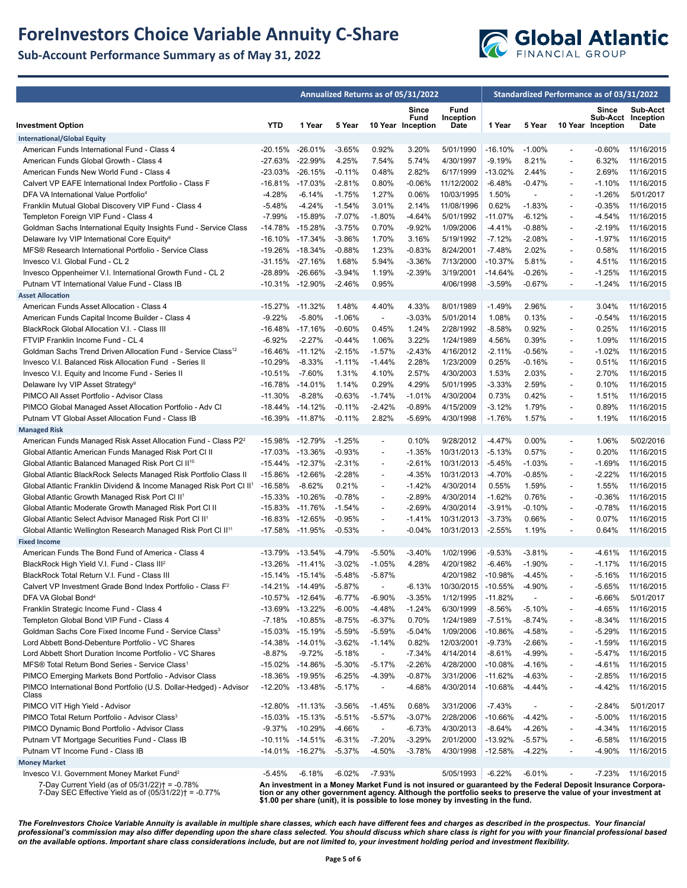# ForeInvestors Choice Variable Annuity C-Share

## Sub-Account Performance Summary as of May 31, 2022

| Investment Option | Annualized Returns as of 05/31/2022 | | | | | | Standardized Performance as of 03/31/2022 | | | | |
|---|---|---|---|---|---|---|---|---|---|---|---|
| | YTD | 1 Year | 5 Year | 10 Year | Since Fund Inception | Fund Inception Date | 1 Year | 5 Year | 10 Year | Since Sub-Acct Inception | Sub-Acct Inception Date |
| **International/Global Equity** | | | | | | | | | | | |
| American Funds International Fund - Class 4 | -20.15% | -26.01% | -3.65% | 0.92% | 3.20% | 5/01/1990 | -16.10% | -1.00% | - | -0.60% | 11/16/2015 |
| American Funds Global Growth - Class 4 | -27.63% | -22.99% | 4.25% | 7.54% | 5.74% | 4/30/1997 | -9.19% | 8.21% | - | 6.32% | 11/16/2015 |
| American Funds New World Fund - Class 4 | -23.03% | -26.15% | -0.11% | 0.48% | 2.82% | 6/17/1999 | -13.02% | 2.44% | - | 2.69% | 11/16/2015 |
| Calvert VP EAFE International Index Portfolio - Class F | -16.81% | -17.03% | -2.81% | 0.80% | -0.06% | 11/12/2002 | -6.48% | -0.47% | - | -1.10% | 11/16/2015 |
| DFA VA International Value Portfolio[4] | -4.28% | -6.14% | -1.75% | 1.27% | 0.06% | 10/03/1995 | 1.50% | - | - | -1.26% | 5/01/2017 |
| Franklin Mutual Global Discovery VIP Fund - Class 4 | -5.48% | -4.24% | -1.54% | 3.01% | 2.14% | 11/08/1996 | 0.62% | -1.83% | - | -0.35% | 11/16/2015 |
| Templeton Foreign VIP Fund - Class 4 | -7.99% | -15.89% | -7.07% | -1.80% | -4.64% | 5/01/1992 | -11.07% | -6.12% | - | -4.54% | 11/16/2015 |
| Goldman Sachs International Equity Insights Fund - Service Class | -14.78% | -15.28% | -3.75% | 0.70% | -9.92% | 1/09/2006 | -4.41% | -0.88% | - | -2.19% | 11/16/2015 |
| Delaware Ivy VIP International Core Equity[8] | -16.10% | -17.34% | -3.86% | 1.70% | 3.16% | 5/19/1992 | -7.12% | -2.08% | - | -1.97% | 11/16/2015 |
| MFS® Research International Portfolio - Service Class | -19.26% | -18.34% | -0.88% | 1.23% | -0.83% | 8/24/2001 | -7.48% | 2.02% | - | 0.58% | 11/16/2015 |
| Invesco V.I. Global Fund - CL 2 | -31.15% | -27.16% | 1.68% | 5.94% | -3.36% | 7/13/2000 | -10.37% | 5.81% | - | 4.51% | 11/16/2015 |
| Invesco Oppenheimer V.I. International Growth Fund - CL 2 | -28.89% | -26.66% | -3.94% | 1.19% | -2.39% | 3/19/2001 | -14.64% | -0.26% | - | -1.25% | 11/16/2015 |
| Putnam VT International Value Fund - Class IB | -10.31% | -12.90% | -2.46% | 0.95% | | 4/06/1998 | -3.59% | -0.67% | - | -1.24% | 11/16/2015 |
| **Asset Allocation** | | | | | | | | | | | |
| American Funds Asset Allocation - Class 4 | -15.27% | -11.32% | 1.48% | 4.40% | 4.33% | 8/01/1989 | -1.49% | 2.96% | - | 3.04% | 11/16/2015 |
| American Funds Capital Income Builder - Class 4 | -9.22% | -5.80% | -1.06% | - | -3.03% | 5/01/2014 | 1.08% | 0.13% | - | -0.54% | 11/16/2015 |
| BlackRock Global Allocation V.I. - Class III | -16.48% | -17.16% | -0.60% | 0.45% | 1.24% | 2/28/1992 | -8.58% | 0.92% | - | 0.25% | 11/16/2015 |
| FTVIP Franklin Income Fund - CL 4 | -6.92% | -2.27% | -0.44% | 1.06% | 3.22% | 1/24/1989 | 4.56% | 0.39% | - | 1.09% | 11/16/2015 |
| Goldman Sachs Trend Driven Allocation Fund - Service Class[12] | -16.46% | -11.12% | -2.15% | -1.57% | -2.43% | 4/16/2012 | -2.11% | -0.56% | - | -1.02% | 11/16/2015 |
| Invesco V.I. Balanced Risk Allocation Fund - Series II | -10.29% | -8.33% | -1.11% | -1.44% | 2.28% | 1/23/2009 | 0.25% | -0.16% | - | 0.51% | 11/16/2015 |
| Invesco V.I. Equity and Income Fund - Series II | -10.51% | -7.60% | 1.31% | 4.10% | 2.57% | 4/30/2003 | 1.53% | 2.03% | - | 2.70% | 11/16/2015 |
| Delaware Ivy VIP Asset Strategy[9] | -16.78% | -14.01% | 1.14% | 0.29% | 4.29% | 5/01/1995 | -3.33% | 2.59% | - | 0.10% | 11/16/2015 |
| PIMCO All Asset Portfolio - Advisor Class | -11.30% | -8.28% | -0.63% | -1.74% | -1.01% | 4/30/2004 | 0.73% | 0.42% | - | 1.51% | 11/16/2015 |
| PIMCO Global Managed Asset Allocation Portfolio - Adv Cl | -18.44% | -14.12% | -0.11% | -2.42% | -0.89% | 4/15/2009 | -3.12% | 1.79% | - | 0.89% | 11/16/2015 |
| Putnam VT Global Asset Allocation Fund - Class IB | -16.39% | -11.87% | -0.11% | 2.82% | -5.69% | 4/30/1998 | -1.76% | 1.57% | - | 1.19% | 11/16/2015 |
| **Managed Risk** | | | | | | | | | | | |
| American Funds Managed Risk Asset Allocation Fund - Class P2[2] | -15.98% | -12.79% | -1.25% | - | 0.10% | 9/28/2012 | -4.47% | 0.00% | - | 1.06% | 5/02/2016 |
| Global Atlantic American Funds Managed Risk Port Cl II | -17.03% | -13.36% | -0.93% | - | -1.35% | 10/31/2013 | -5.13% | 0.57% | - | 0.20% | 11/16/2015 |
| Global Atlantic Balanced Managed Risk Port Cl II[10] | -15.44% | -12.37% | -2.31% | - | -2.61% | 10/31/2013 | -5.45% | -1.03% | - | -1.69% | 11/16/2015 |
| Global Atlantic BlackRock Selects Managed Risk Portfolio Class II | -15.86% | -12.66% | -2.28% | - | -4.35% | 10/31/2013 | -4.70% | -0.85% | - | -2.22% | 11/16/2015 |
| Global Atlantic Franklin Dividend & Income Managed Risk Port Cl II[1] | -16.58% | -8.62% | 0.21% | - | -1.42% | 4/30/2014 | 0.55% | 1.59% | - | 1.55% | 11/16/2015 |
| Global Atlantic Growth Managed Risk Port Cl II[1] | -15.33% | -10.26% | -0.78% | - | -2.89% | 4/30/2014 | -1.62% | 0.76% | - | -0.36% | 11/16/2015 |
| Global Atlantic Moderate Growth Managed Risk Port Cl II | -15.83% | -11.76% | -1.54% | - | -2.69% | 4/30/2014 | -3.91% | -0.10% | - | -0.78% | 11/16/2015 |
| Global Atlantic Select Advisor Managed Risk Port Cl II[1] | -16.83% | -12.65% | -0.95% | - | -1.41% | 10/31/2013 | -3.73% | 0.66% | - | 0.07% | 11/16/2015 |
| Global Atlantic Wellington Research Managed Risk Port Cl II[11] | -17.58% | -11.95% | -0.53% | - | -0.04% | 10/31/2013 | -2.55% | 1.19% | - | 0.64% | 11/16/2015 |
| **Fixed Income** | | | | | | | | | | | |
| American Funds The Bond Fund of America - Class 4 | -13.79% | -13.54% | -4.79% | -5.50% | -3.40% | 1/02/1996 | -9.53% | -3.81% | - | -4.61% | 11/16/2015 |
| BlackRock High Yield V.I. Fund - Class III[2] | -13.26% | -11.41% | -3.02% | -1.05% | 4.28% | 4/20/1982 | -6.46% | -1.90% | - | -1.17% | 11/16/2015 |
| BlackRock Total Return V.I. Fund - Class III | -15.14% | -15.14% | -5.48% | -5.87% | | 4/20/1982 | -10.98% | -4.45% | - | -5.16% | 11/16/2015 |
| Calvert VP Investment Grade Bond Index Portfolio - Class F[2] | -14.21% | -14.49% | -5.87% | - | -6.13% | 10/30/2015 | -10.55% | -4.90% | - | -5.65% | 11/16/2015 |
| DFA VA Global Bond[4] | -10.57% | -12.64% | -6.77% | -6.90% | -3.35% | 1/12/1995 | -11.82% | - | - | -6.66% | 5/01/2017 |
| Franklin Strategic Income Fund - Class 4 | -13.69% | -13.22% | -6.00% | -4.48% | -1.24% | 6/30/1999 | -8.56% | -5.10% | - | -4.65% | 11/16/2015 |
| Templeton Global Bond VIP Fund - Class 4 | -7.18% | -10.85% | -8.75% | -6.37% | 0.70% | 1/24/1989 | -7.51% | -8.74% | - | -8.34% | 11/16/2015 |
| Goldman Sachs Core Fixed Income Fund - Service Class[3] | -15.03% | -15.19% | -5.59% | -5.59% | -5.04% | 1/09/2006 | -10.86% | -4.58% | - | -5.29% | 11/16/2015 |
| Lord Abbett Bond-Debenture Portfolio - VC Shares | -14.38% | -14.01% | -3.62% | -1.14% | 0.82% | 12/03/2001 | -9.73% | -2.66% | - | -1.59% | 11/16/2015 |
| Lord Abbett Short Duration Income Portfolio - VC Shares | -8.87% | -9.72% | -5.18% | - | -7.34% | 4/14/2014 | -8.61% | -4.99% | - | -5.47% | 11/16/2015 |
| MFS® Total Return Bond Series - Service Class[1] | -15.02% | -14.86% | -5.30% | -5.17% | -2.26% | 4/28/2000 | -10.08% | -4.16% | - | -4.61% | 11/16/2015 |
| PIMCO Emerging Markets Bond Portfolio - Advisor Class | -18.36% | -19.95% | -6.25% | -4.39% | -0.87% | 3/31/2006 | -11.62% | -4.63% | - | -2.85% | 11/16/2015 |
| PIMCO International Bond Portfolio (U.S. Dollar-Hedged) - Advisor Class | -12.20% | -13.48% | -5.17% | - | -4.68% | 4/30/2014 | -10.68% | -4.44% | - | -4.42% | 11/16/2015 |
| PIMCO VIT High Yield - Advisor | -12.80% | -11.13% | -3.56% | -1.45% | 0.68% | 3/31/2006 | -7.43% | - | - | -2.84% | 5/01/2017 |
| PIMCO Total Return Portfolio - Advisor Class[3] | -15.03% | -15.13% | -5.51% | -5.57% | -3.07% | 2/28/2006 | -10.66% | -4.42% | - | -5.00% | 11/16/2015 |
| PIMCO Dynamic Bond Portfolio - Advisor Class | -9.37% | -10.29% | -4.66% | - | -6.73% | 4/30/2013 | -8.64% | -4.26% | - | -4.34% | 11/16/2015 |
| Putnam VT Mortgage Securities Fund - Class IB | -10.11% | -14.51% | -6.31% | -7.20% | -3.29% | 2/01/2000 | -13.92% | -5.57% | - | -6.58% | 11/16/2015 |
| Putnam VT Income Fund - Class IB | -14.01% | -16.27% | -5.37% | -4.50% | -3.78% | 4/30/1998 | -12.58% | -4.22% | - | -4.90% | 11/16/2015 |
| **Money Market** | | | | | | | | | | | |
| Invesco V.I. Government Money Market Fund[2] | -5.45% | -6.18% | -6.02% | -7.93% | | 5/05/1993 | -6.22% | -6.01% | - | -7.23% | 11/16/2015 |

7-Day Current Yield (as of 05/31/22)† = -0.78%
7-Day SEC Effective Yield as of (05/31/22)† = -0.77%

**An investment in a Money Market Fund is not insured or guaranteed by the Federal Deposit Insurance Corporation or any other government agency. Although the portfolio seeks to preserve the value of your investment at $1.00 per share (unit), it is possible to lose money by investing in the fund.**

***The ForeInvestors Choice Variable Annuity is available in multiple share classes, which each have different fees and charges as described in the prospectus. Your financial professional's commission may also differ depending upon the share class selected. You should discuss which share class is right for you with your financial professional based on the available options. Important share class considerations include, but are not limited to, your investment holding period and investment flexibility.***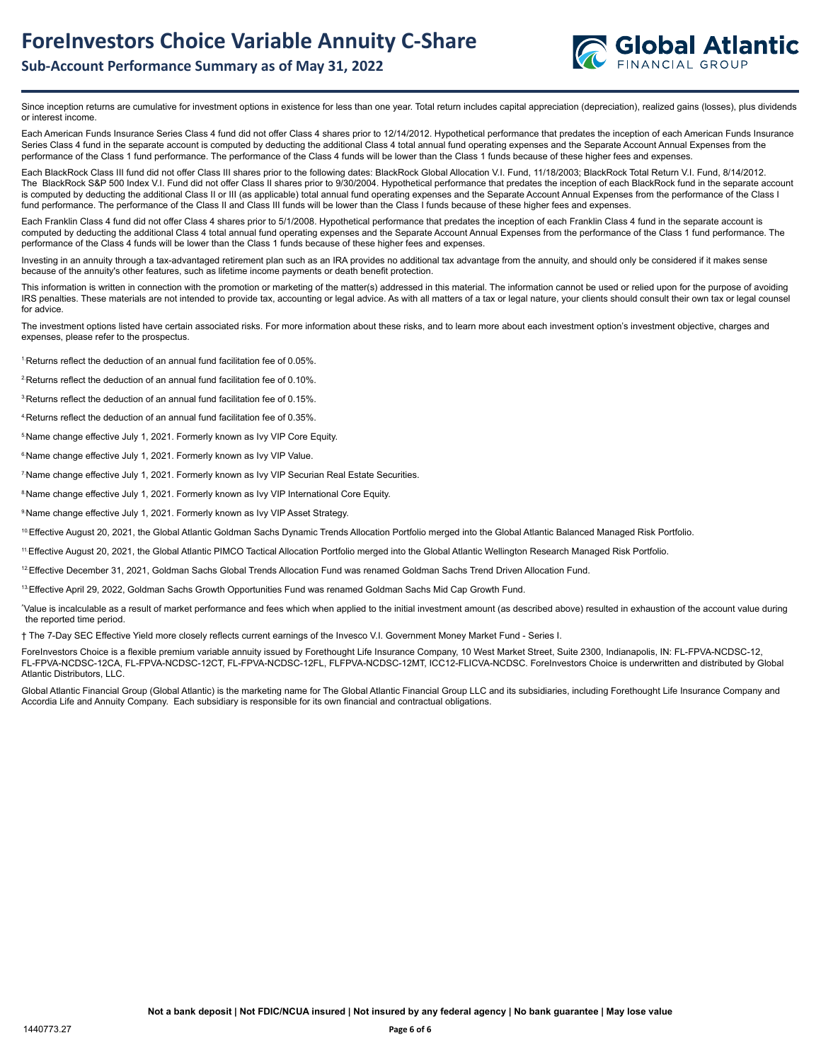Since inception returns are cumulative for investment options in existence for less than one year. Total return includes capital appreciation (depreciation), realized gains (losses), plus dividends or interest income.

Each American Funds Insurance Series Class 4 fund did not offer Class 4 shares prior to 12/14/2012. Hypothetical performance that predates the inception of each American Funds Insurance Series Class 4 fund in the separate account is computed by deducting the additional Class 4 total annual fund operating expenses and the Separate Account Annual Expenses from the performance of the Class 1 fund performance. The performance of the Class 4 funds will be lower than the Class 1 funds because of these higher fees and expenses.

Each BlackRock Class III fund did not offer Class III shares prior to the following dates: BlackRock Global Allocation V.I. Fund, 11/18/2003; BlackRock Total Return V.I. Fund, 8/14/2012. The BlackRock S&P 500 Index V.I. Fund did not offer Class II shares prior to 9/30/2004. Hypothetical performance that predates the inception of each BlackRock fund in the separate account is computed by deducting the additional Class II or III (as applicable) total annual fund operating expenses and the Separate Account Annual Expenses from the performance of the Class I fund performance. The performance of the Class II and Class III funds will be lower than the Class I funds because of these higher fees and expenses.

Each Franklin Class 4 fund did not offer Class 4 shares prior to 5/1/2008. Hypothetical performance that predates the inception of each Franklin Class 4 fund in the separate account is computed by deducting the additional Class 4 total annual fund operating expenses and the Separate Account Annual Expenses from the performance of the Class 1 fund performance. The performance of the Class 4 funds will be lower than the Class 1 funds because of these higher fees and expenses.

Investing in an annuity through a tax-advantaged retirement plan such as an IRA provides no additional tax advantage from the annuity, and should only be considered if it makes sense because of the annuity's other features, such as lifetime income payments or death benefit protection.

This information is written in connection with the promotion or marketing of the matter(s) addressed in this material. The information cannot be used or relied upon for the purpose of avoiding IRS penalties. These materials are not intended to provide tax, accounting or legal advice. As with all matters of a tax or legal nature, your clients should consult their own tax or legal counsel for advice.

The investment options listed have certain associated risks. For more information about these risks, and to learn more about each investment option's investment objective, charges and expenses, please refer to the prospectus.

[1] Returns reflect the deduction of an annual fund facilitation fee of 0.05%.

[2] Returns reflect the deduction of an annual fund facilitation fee of 0.10%.

[3] Returns reflect the deduction of an annual fund facilitation fee of 0.15%.

[4] Returns reflect the deduction of an annual fund facilitation fee of 0.35%.

[5] Name change effective July 1, 2021. Formerly known as Ivy VIP Core Equity.

[6] Name change effective July 1, 2021. Formerly known as Ivy VIP Value.

[7] Name change effective July 1, 2021. Formerly known as Ivy VIP Securian Real Estate Securities.

[8] Name change effective July 1, 2021. Formerly known as Ivy VIP International Core Equity.

[9] Name change effective July 1, 2021. Formerly known as Ivy VIP Asset Strategy.

[10] Effective August 20, 2021, the Global Atlantic Goldman Sachs Dynamic Trends Allocation Portfolio merged into the Global Atlantic Balanced Managed Risk Portfolio.

[11] Effective August 20, 2021, the Global Atlantic PIMCO Tactical Allocation Portfolio merged into the Global Atlantic Wellington Research Managed Risk Portfolio.

[12] Effective December 31, 2021, Goldman Sachs Global Trends Allocation Fund was renamed Goldman Sachs Trend Driven Allocation Fund.

[13] Effective April 29, 2022, Goldman Sachs Growth Opportunities Fund was renamed Goldman Sachs Mid Cap Growth Fund.

[*] Value is incalculable as a result of market performance and fees which when applied to the initial investment amount (as described above) resulted in exhaustion of the account value during the reported time period.

† The 7-Day SEC Effective Yield more closely reflects current earnings of the Invesco V.I. Government Money Market Fund - Series I.

ForeInvestors Choice is a flexible premium variable annuity issued by Forethought Life Insurance Company, 10 West Market Street, Suite 2300, Indianapolis, IN: FL-FPVA-NCDSC-12, FL-FPVA-NCDSC-12CA, FL-FPVA-NCDSC-12CT, FL-FPVA-NCDSC-12FL, FLFPVA-NCDSC-12MT, ICC12-FLICVA-NCDSC. ForeInvestors Choice is underwritten and distributed by Global Atlantic Distributors, LLC.

Global Atlantic Financial Group (Global Atlantic) is the marketing name for The Global Atlantic Financial Group LLC and its subsidiaries, including Forethought Life Insurance Company and Accordia Life and Annuity Company. Each subsidiary is responsible for its own financial and contractual obligations.

**Not a bank deposit | Not FDIC/NCUA insured | Not insured by any federal agency | No bank guarantee | May lose value**

1440773.27